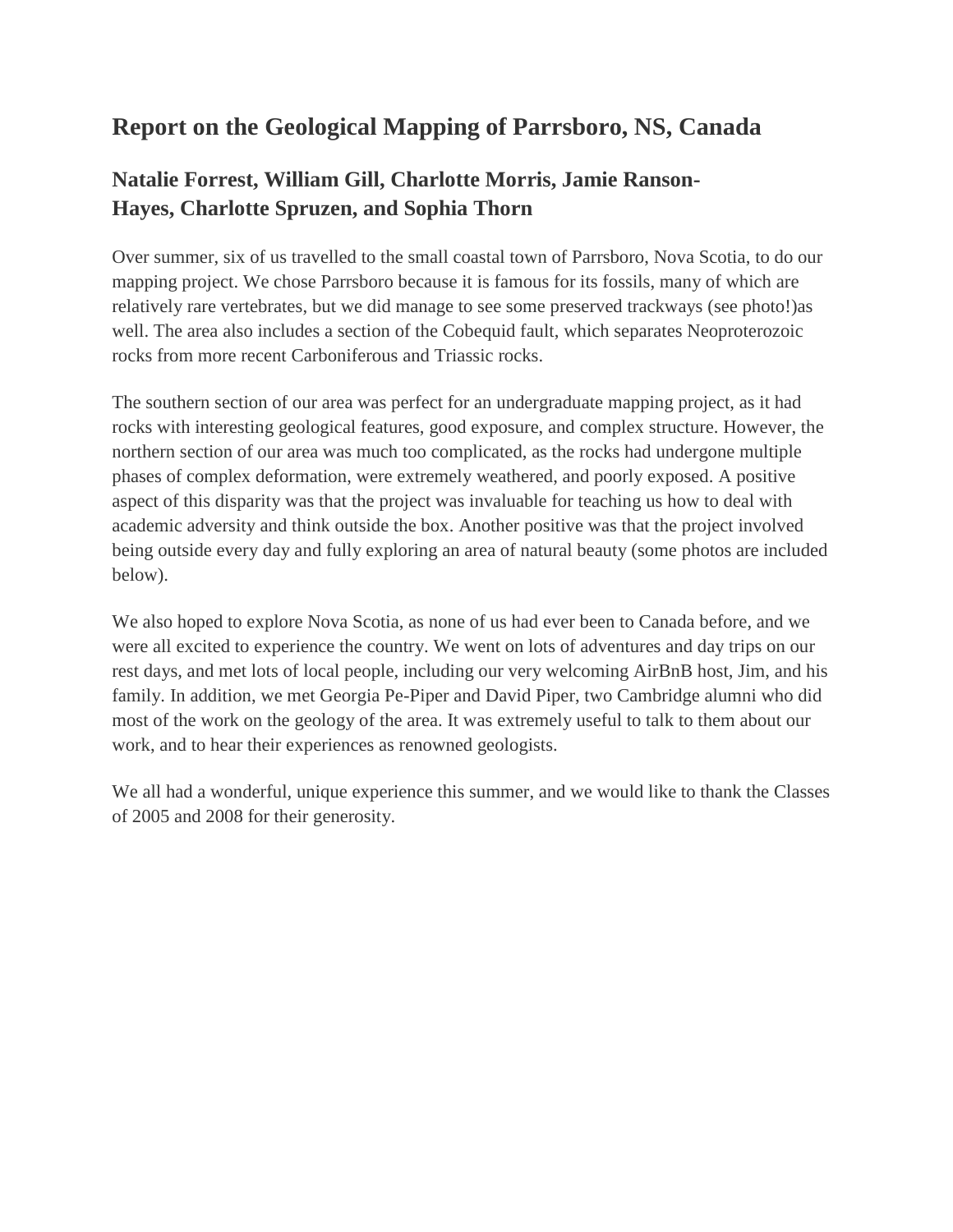# Report on the Geological Mapping of Parrsboro, NS, Canada

## Natalie Forrest, William Gill, Charlotte Morris, Jamie Ranson-Hayes, Charlotte Spruzen, and Sophia Thorn

Over summer, six of us travelled to the small coastal town of Parrsboro, Nova Scotia, to do our mapping project. We chose Parrsboro because it is famous for its fossils, many of which are relatively rare vertebrates, but we did manage to see some preserved trackways (see photo!)as well. The area also includes a section of the Cobequid fault, which separates Neoproterozoic rocks from more recent Carboniferous and Triassic rocks.

The southern section of our area was perfect for an undergraduate mapping project, as it had rocks with interesting geological features, good exposure, and complex structure. However, the northern section of our area was much too complicated, as the rocks had undergone multiple phases of complex deformation, were extremely weathered, and poorly exposed. A positive aspect of this disparity was that the project was invaluable for teaching us how to deal with academic adversity and think outside the box. Another positive was that the project involved being outside every day and fully exploring an area of natural beauty (some photos are included below).

We also hoped to explore Nova Scotia, as none of us had ever been to Canada before, and we were all excited to experience the country. We went on lots of adventures and day trips on our rest days, and met lots of local people, including our very welcoming AirBnB host, Jim, and his family. In addition, we met Georgia Pe-Piper and David Piper, two Cambridge alumni who did most of the work on the geology of the area. It was extremely useful to talk to them about our work, and to hear their experiences as renowned geologists.

We all had a wonderful, unique experience this summer, and we would like to thank the Classes of 2005 and 2008 for their generosity.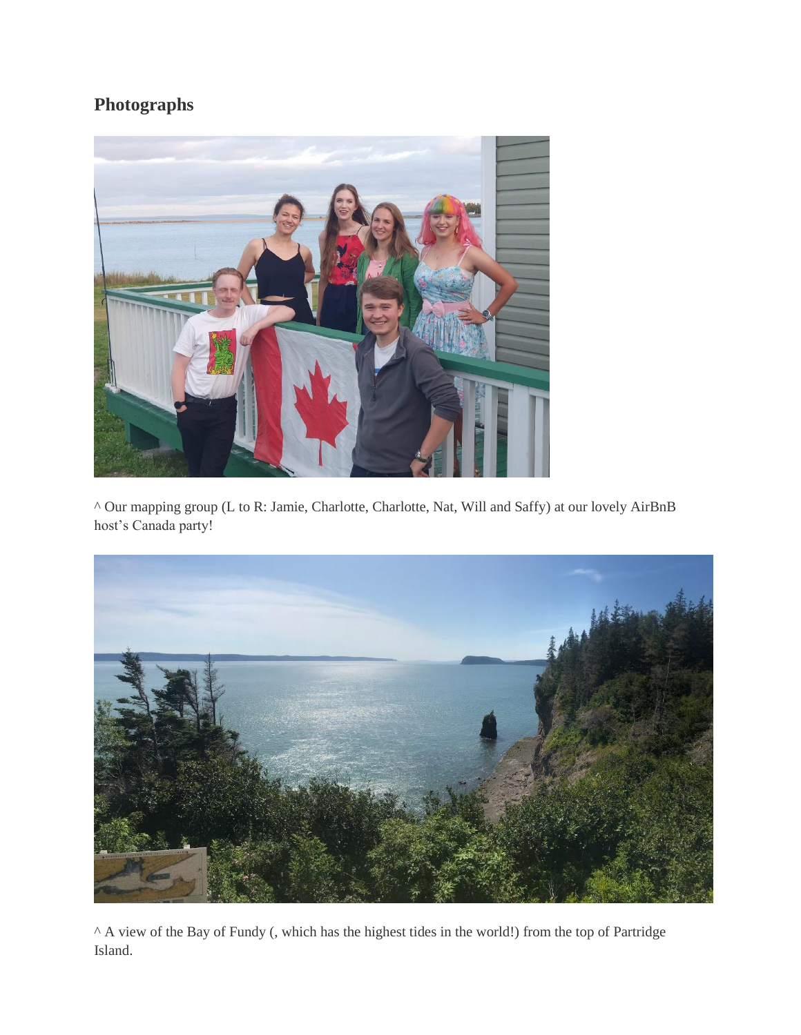## Photographs

^ Our mapping group (L to R: Jamie, Charlotte, Charlotte, Nat, Will and Saffy) at our lovely AirBnB host's Canada party!

^ A view of the Bay of Fundy (, which has the highest tides in the world!) from the top of Partridge Island.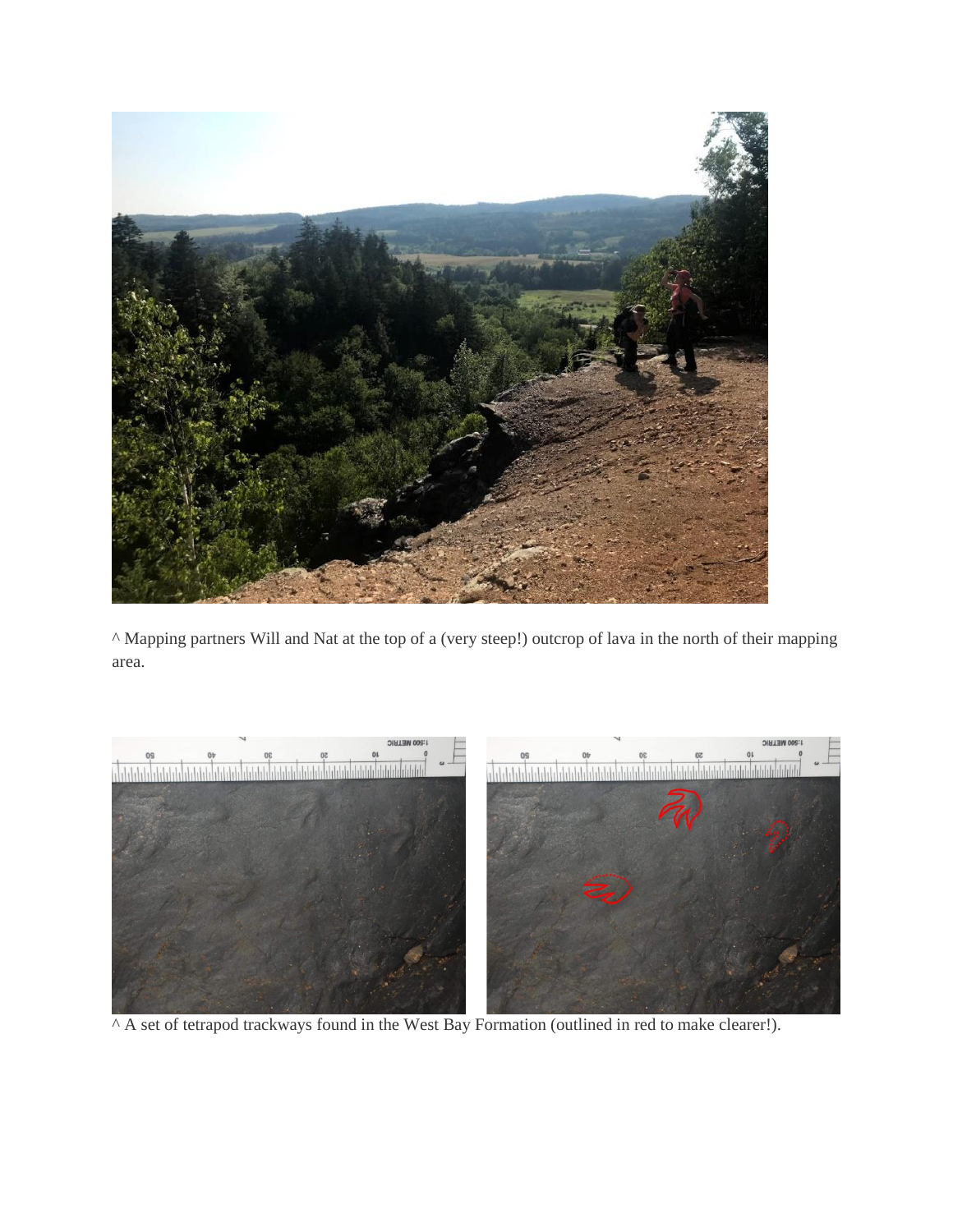^ Mapping partners Will and Nat at the top of a (very steep!) outcrop of lava in the north of their mapping area.

^ A set of tetrapod trackways found in the West Bay Formation (outlined in red to make clearer!).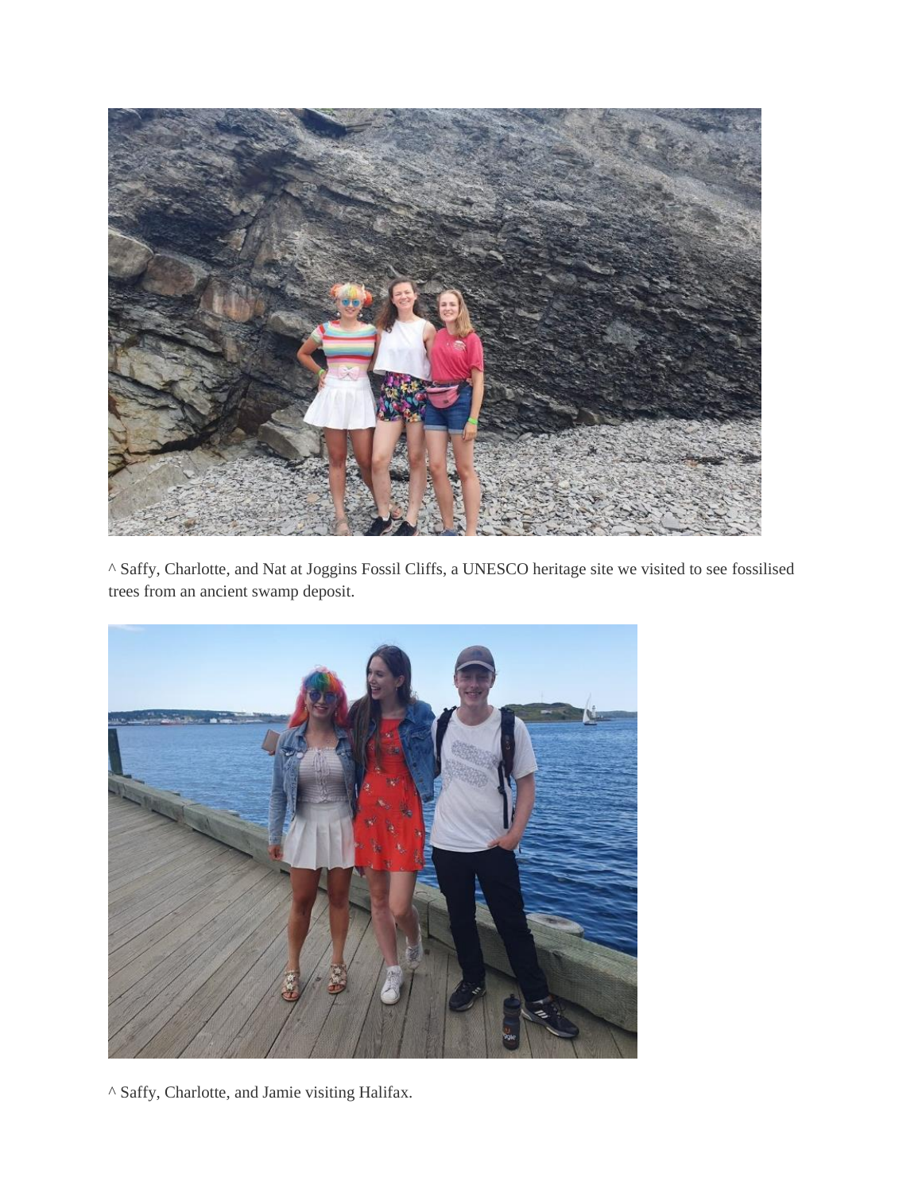^ Saffy, Charlotte, and Nat at Joggins Fossil Cliffs, a UNESCO heritage site we visited to see fossilised trees from an ancient swamp deposit.

^ Saffy, Charlotte, and Jamie visiting Halifax.